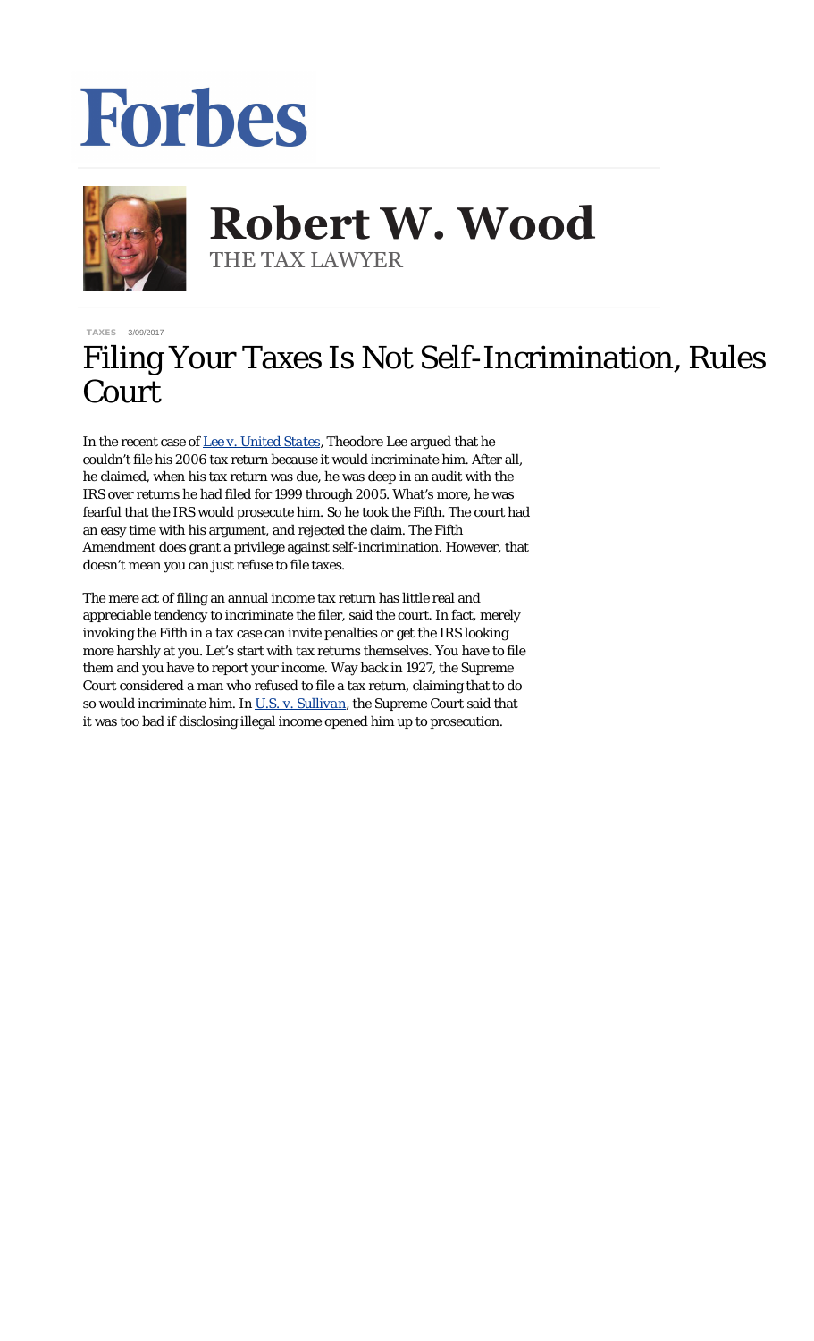Forbes

# Robert W. Wood

THE TAX LAWYER

TAXES 3/09/2017

# Filing Your Taxes Is Not Self-Incrimination, Rules Court

In the recent case of *Lee v. United States*, Theodore Lee argued that he couldn't file his 2006 tax return because it would incriminate him. After all, he claimed, when his tax return was due, he was deep in an audit with the IRS over returns he had filed for 1999 through 2005. What's more, he was fearful that the IRS would prosecute him. So he took the Fifth. The court had an easy time with his argument, and rejected the claim. The Fifth Amendment does grant a privilege against self-incrimination. However, that doesn't mean you can just refuse to file taxes.

The mere act of filing an annual income tax return has little real and appreciable tendency to incriminate the filer, said the court. In fact, merely invoking the Fifth in a tax case can invite penalties or get the IRS looking more harshly at you. Let's start with tax returns themselves. You have to file them and you have to report your income. Way back in 1927, the Supreme Court considered a man who refused to file a tax return, claiming that to do so would incriminate him. In *U.S. v. Sullivan*, the Supreme Court said that it was too bad if disclosing illegal income opened him up to prosecution.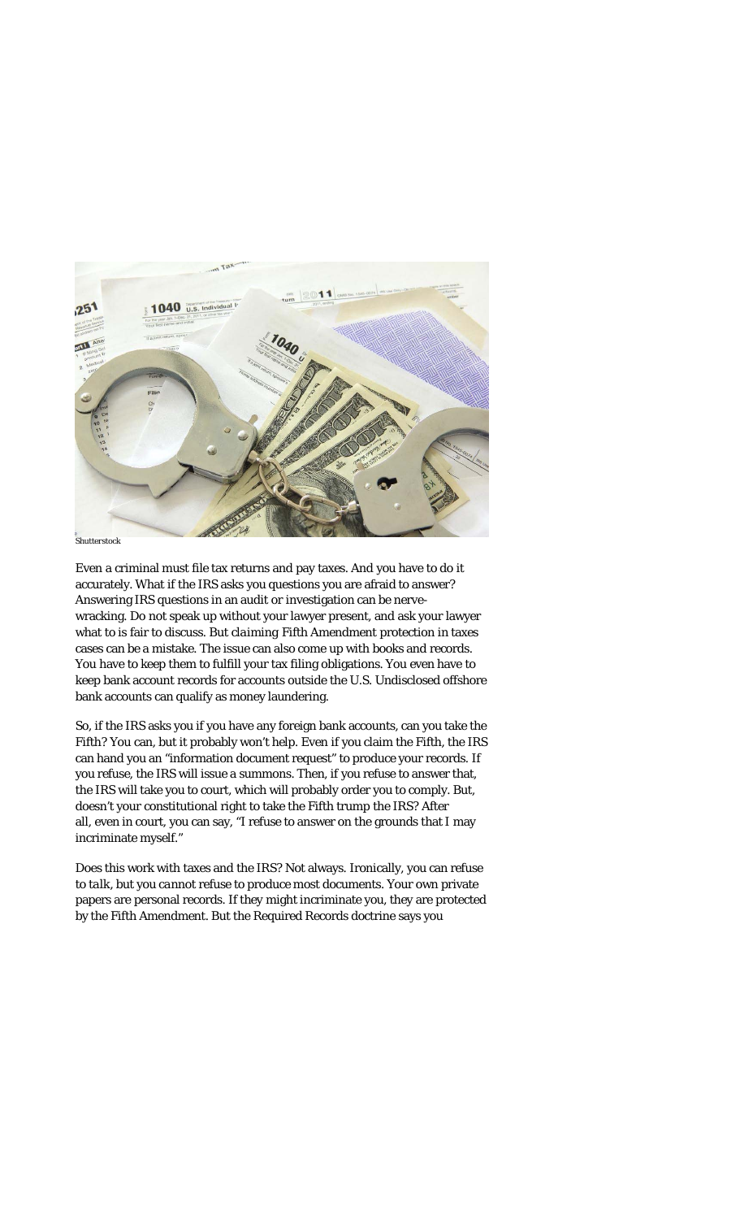Shutterstock

Even a criminal must file tax returns and pay taxes. And you have to do it accurately. What if the IRS asks you questions you are afraid to answer? Answering IRS questions in an audit or investigation can be nerve-wracking. Do not speak up without your lawyer present, and ask your lawyer what to is fair to discuss. But *claiming* Fifth Amendment protection in taxes cases can be a mistake. The issue can also come up with books and records. You have to keep them to fulfill your tax filing obligations. You even have to keep bank account records for accounts outside the U.S. Undisclosed offshore bank accounts can qualify as money laundering.

So, if the IRS asks you if you have any foreign bank accounts, can you take the Fifth? You can, but it probably won't help. Even if you claim the Fifth, the IRS can hand you an "information document request" to produce your records. If you refuse, the IRS will issue a summons. Then, if you refuse to answer that, the IRS will take you to court, which will probably order you to comply. But, doesn't your constitutional right to take the Fifth trump the IRS? After all, even in court, you can say, "I refuse to answer on the grounds that I may incriminate myself."

Does this work with taxes and the IRS? Not always. Ironically, you can refuse to *talk*, but you cannot refuse to produce most documents. Your own private papers are personal records. If they might incriminate you, they are protected by the Fifth Amendment. But the Required Records doctrine says you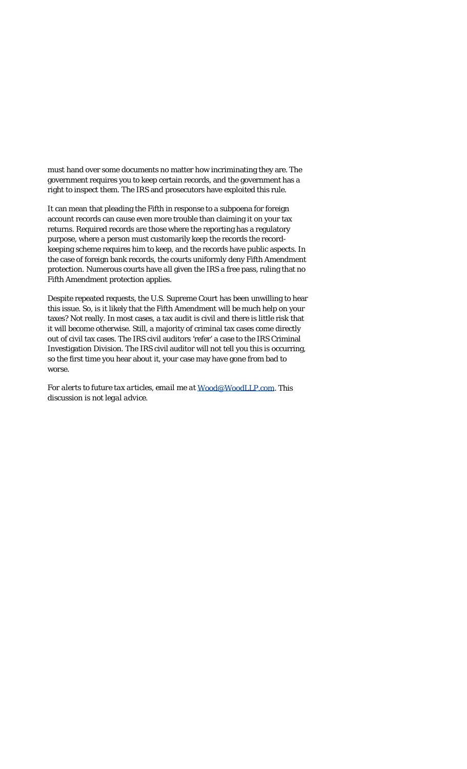must hand over some documents no matter how incriminating they are. The government requires you to keep certain records, and the government has a right to inspect them. The IRS and prosecutors have exploited this rule.

It can mean that pleading the Fifth in response to a subpoena for foreign account records can cause even more trouble than claiming it on your tax returns. Required records are those where the reporting has a regulatory purpose, where a person must customarily keep the records the record-keeping scheme requires him to keep, and the records have public aspects. In the case of foreign bank records, the courts uniformly deny Fifth Amendment protection. Numerous courts have *all* given the IRS a free pass, ruling that no Fifth Amendment protection applies.

Despite repeated requests, the U.S. Supreme Court has been unwilling to hear this issue. So, is it likely that the Fifth Amendment will be much help on your taxes? Not really. In most cases, a tax audit is civil and there is little risk that it will become otherwise. Still, a majority of criminal tax cases come directly out of civil tax cases. The IRS civil auditors 'refer' a case to the IRS Criminal Investigation Division. The IRS civil auditor will not tell you this is occurring, so the first time you hear about it, your case may have gone from bad to worse.

*For alerts to future tax articles, email me at* [Wood@WoodLLP.com](mailto:Wood@WoodLLP.com). *This discussion is not legal advice.*